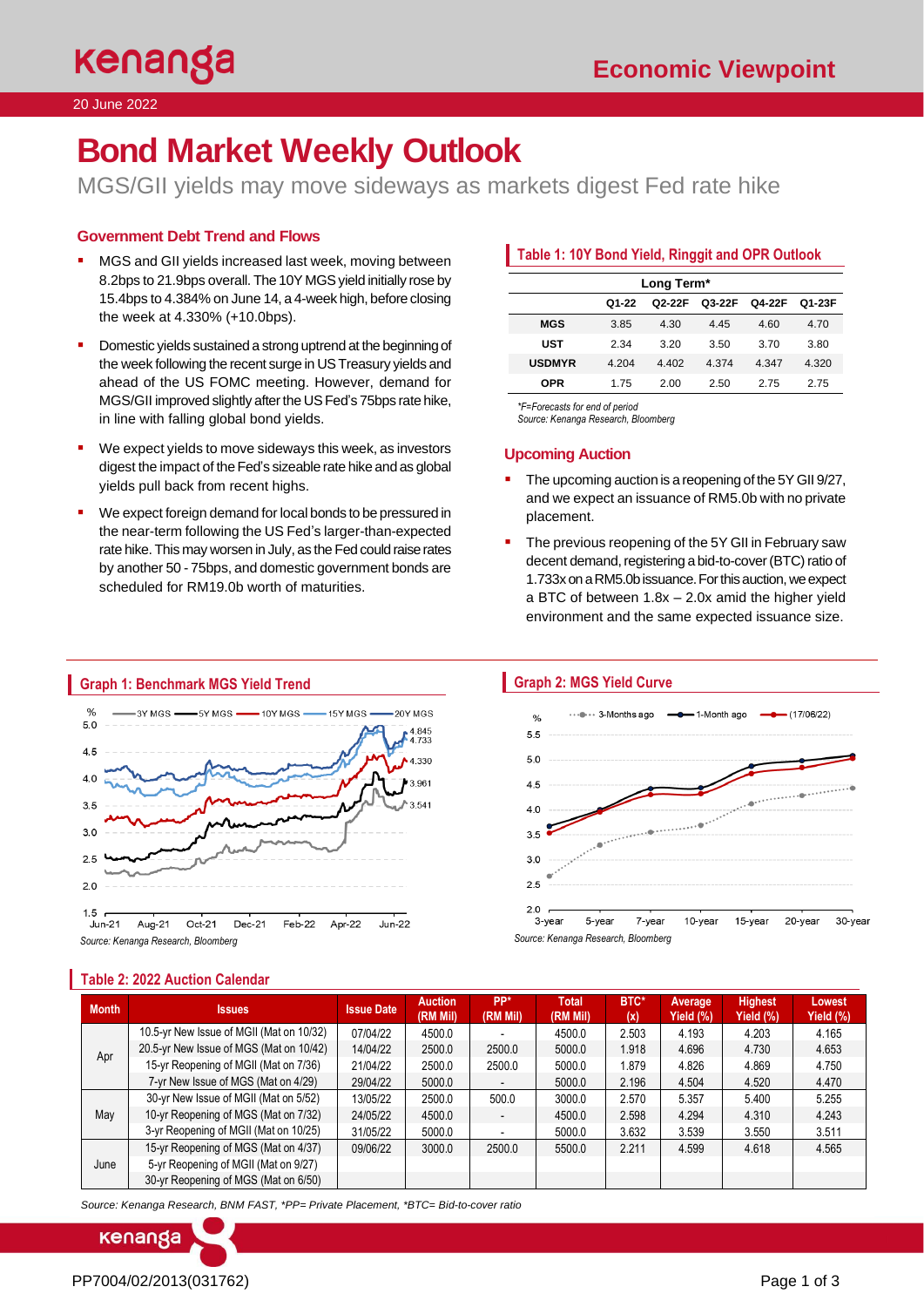# Bond Market Weekly Outlook

MGS/GII yields may move sideways as markets digest Fed rate hike

20 June 2022

Economic Viewpoint

## Government Debt Trend and Flows

- MGS and GII yields increased last week, moving between 8.2bps to 21.9bps overall. The 10Y MGS yield initially rose by 15.4bps to 4.384% on June 14, a 4-week high, before closing the week at 4.330% (+10.0bps).
- Domestic yields sustained a strong uptrend at the beginning of the week following the recent surge in US Treasury yields and ahead of the US FOMC meeting. However, demand for MGS/GII improved slightly after the US Fed's 75bps rate hike, in line with falling global bond yields.
- We expect yields to move sideways this week, as investors digest the impact of the Fed's sizeable rate hike and as global yields pull back from recent highs.
- We expect foreign demand for local bonds to be pressured in the near-term following the US Fed's larger-than-expected rate hike. This may worsen in July, as the Fed could raise rates by another 50 - 75bps, and domestic government bonds are scheduled for RM19.0b worth of maturities.

### Table 1: 10Y Bond Yield, Ringgit and OPR Outlook

| | Long Term* | | | | |
|---|---|---|---|---|---|
| | Q1-22 | Q2-22F | Q3-22F | Q4-22F | Q1-23F |
| MGS | 3.85 | 4.30 | 4.45 | 4.60 | 4.70 |
| UST | 2.34 | 3.20 | 3.50 | 3.70 | 3.80 |
| USDMYR | 4.204 | 4.402 | 4.374 | 4.347 | 4.320 |
| OPR | 1.75 | 2.00 | 2.50 | 2.75 | 2.75 |

*\*F=Forecasts for end of period*
*Source: Kenanga Research, Bloomberg*

## Upcoming Auction

- The upcoming auction is a reopening of the 5Y GII 9/27, and we expect an issuance of RM5.0b with no private placement.
- The previous reopening of the 5Y GII in February saw decent demand, registering a bid-to-cover (BTC) ratio of 1.733x on a RM5.0b issuance. For this auction, we expect a BTC of between 1.8x – 2.0x amid the higher yield environment and the same expected issuance size.

### Graph 1: Benchmark MGS Yield Trend

*Source: Kenanga Research, Bloomberg*

### Graph 2: MGS Yield Curve

*Source: Kenanga Research, Bloomberg*

### Table 2: 2022 Auction Calendar

| Month | Issues | Issue Date | Auction (RM Mil) | PP* (RM Mil) | Total (RM Mil) | BTC* (x) | Average Yield (%) | Highest Yield (%) | Lowest Yield (%) |
|---|---|---|---|---|---|---|---|---|---|
| Apr | 10.5-yr New Issue of MGII (Mat on 10/32) | 07/04/22 | 4500.0 | - | 4500.0 | 2.503 | 4.193 | 4.203 | 4.165 |
| | 20.5-yr New Issue of MGS (Mat on 10/42) | 14/04/22 | 2500.0 | 2500.0 | 5000.0 | 1.918 | 4.696 | 4.730 | 4.653 |
| | 15-yr Reopening of MGII (Mat on 7/36) | 21/04/22 | 2500.0 | 2500.0 | 5000.0 | 1.879 | 4.826 | 4.869 | 4.750 |
| | 7-yr New Issue of MGS (Mat on 4/29) | 29/04/22 | 5000.0 | - | 5000.0 | 2.196 | 4.504 | 4.520 | 4.470 |
| May | 30-yr New Issue of MGII (Mat on 5/52) | 13/05/22 | 2500.0 | 500.0 | 3000.0 | 2.570 | 5.357 | 5.400 | 5.255 |
| | 10-yr Reopening of MGS (Mat on 7/32) | 24/05/22 | 4500.0 | - | 4500.0 | 2.598 | 4.294 | 4.310 | 4.243 |
| | 3-yr Reopening of MGII (Mat on 10/25) | 31/05/22 | 5000.0 | - | 5000.0 | 3.632 | 3.539 | 3.550 | 3.511 |
| June | 15-yr Reopening of MGS (Mat on 4/37) | 09/06/22 | 3000.0 | 2500.0 | 5500.0 | 2.211 | 4.599 | 4.618 | 4.565 |
| | 5-yr Reopening of MGII (Mat on 9/27) | | | | | | | | |
| | 30-yr Reopening of MGS (Mat on 6/50) | | | | | | | | |

*Source: Kenanga Research, BNM FAST, \*PP= Private Placement, \*BTC= Bid-to-cover ratio*

PP7004/02/2013(031762)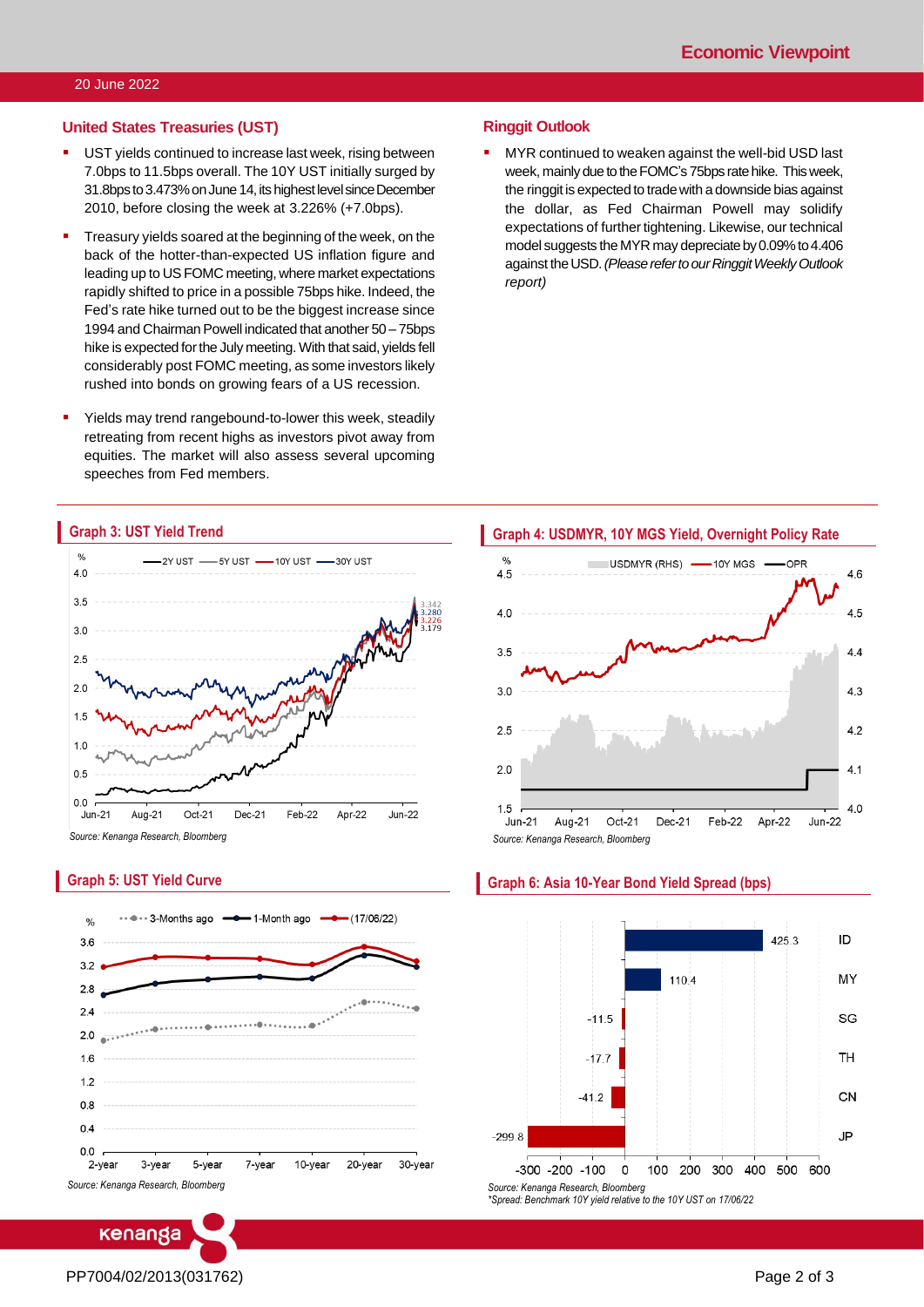## United States Treasuries (UST)

- UST yields continued to increase last week, rising between 7.0bps to 11.5bps overall. The 10Y UST initially surged by 31.8bps to 3.473% on June 14, its highest level since December 2010, before closing the week at 3.226% (+7.0bps).
- Treasury yields soared at the beginning of the week, on the back of the hotter-than-expected US inflation figure and leading up to US FOMC meeting, where market expectations rapidly shifted to price in a possible 75bps hike. Indeed, the Fed's rate hike turned out to be the biggest increase since 1994 and Chairman Powell indicated that another 50 – 75bps hike is expected for the July meeting. With that said, yields fell considerably post FOMC meeting, as some investors likely rushed into bonds on growing fears of a US recession.
- Yields may trend rangebound-to-lower this week, steadily retreating from recent highs as investors pivot away from equities. The market will also assess several upcoming speeches from Fed members.

## Ringgit Outlook

- MYR continued to weaken against the well-bid USD last week, mainly due to the FOMC's 75bps rate hike. This week, the ringgit is expected to trade with a downside bias against the dollar, as Fed Chairman Powell may solidify expectations of further tightening. Likewise, our technical model suggests the MYR may depreciate by 0.09% to 4.406 against the USD. *(Please refer to our Ringgit Weekly Outlook report)*

### Graph 3: UST Yield Trend

*Source: Kenanga Research, Bloomberg*

### Graph 4: USDMYR, 10Y MGS Yield, Overnight Policy Rate

*Source: Kenanga Research, Bloomberg*

### Graph 5: UST Yield Curve

*Source: Kenanga Research, Bloomberg*

### Graph 6: Asia 10-Year Bond Yield Spread (bps)

| Country | Spread (bps) |
|---|---|
| ID | 425.3 |
| MY | 110.4 |
| SG | -11.5 |
| TH | -17.7 |
| CN | -41.2 |
| JP | -299.8 |

*Source: Kenanga Research, Bloomberg*
*\*Spread: Benchmark 10Y yield relative to the 10Y UST on 17/06/22*

PP7004/02/2013(031762)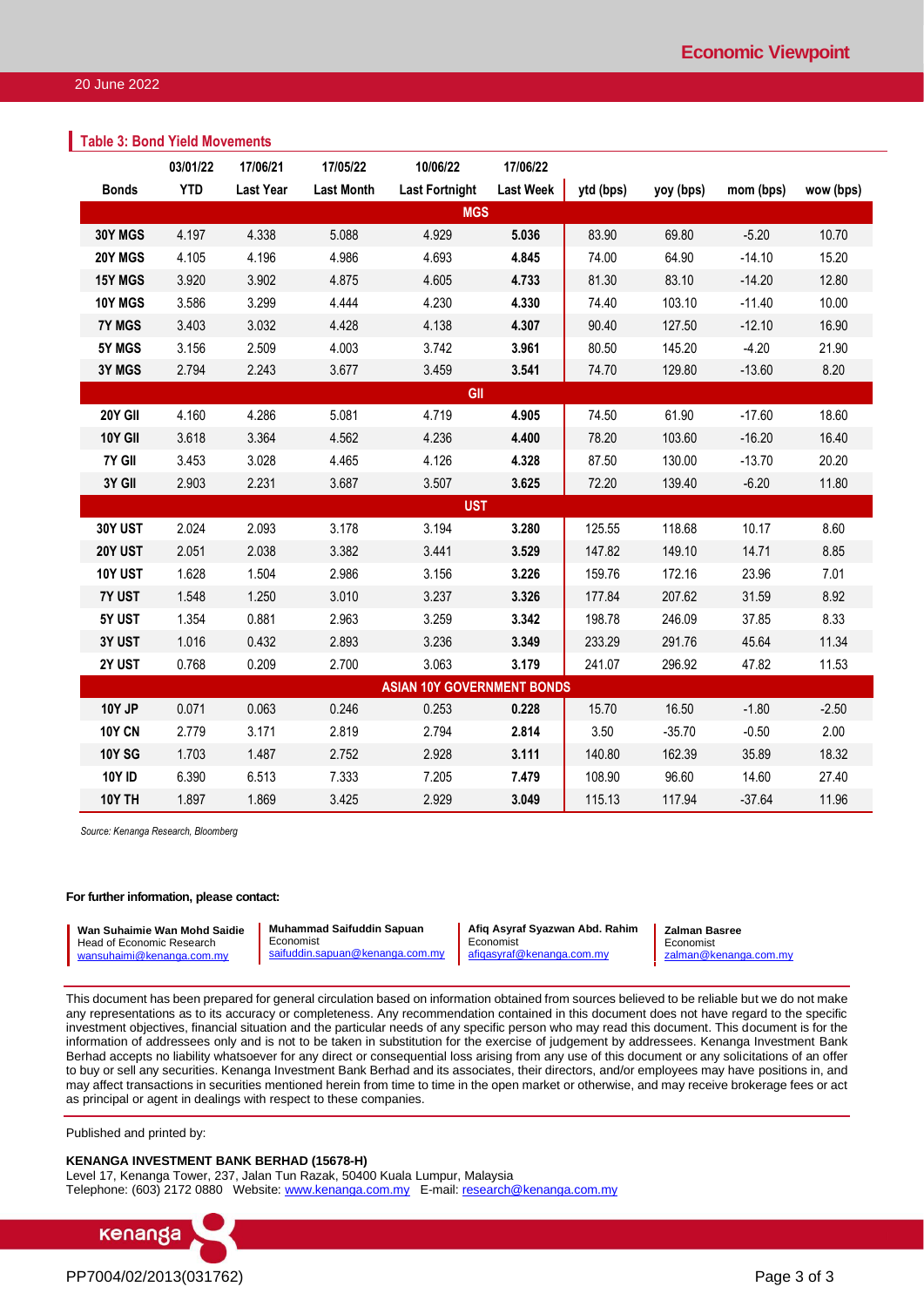## Table 3: Bond Yield Movements

| Bonds | 03/01/22 YTD | 17/06/21 Last Year | 17/05/22 Last Month | 10/06/22 Last Fortnight | 17/06/22 Last Week | ytd (bps) | yoy (bps) | mom (bps) | wow (bps) |
|---|---|---|---|---|---|---|---|---|---|
| **MGS** | | | | | | | | | |
| **30Y MGS** | 4.197 | 4.338 | 5.088 | 4.929 | **5.036** | 83.90 | 69.80 | -5.20 | 10.70 |
| **20Y MGS** | 4.105 | 4.196 | 4.986 | 4.693 | **4.845** | 74.00 | 64.90 | -14.10 | 15.20 |
| **15Y MGS** | 3.920 | 3.902 | 4.875 | 4.605 | **4.733** | 81.30 | 83.10 | -14.20 | 12.80 |
| **10Y MGS** | 3.586 | 3.299 | 4.444 | 4.230 | **4.330** | 74.40 | 103.10 | -11.40 | 10.00 |
| **7Y MGS** | 3.403 | 3.032 | 4.428 | 4.138 | **4.307** | 90.40 | 127.50 | -12.10 | 16.90 |
| **5Y MGS** | 3.156 | 2.509 | 4.003 | 3.742 | **3.961** | 80.50 | 145.20 | -4.20 | 21.90 |
| **3Y MGS** | 2.794 | 2.243 | 3.677 | 3.459 | **3.541** | 74.70 | 129.80 | -13.60 | 8.20 |
| **GII** | | | | | | | | | |
| **20Y GII** | 4.160 | 4.286 | 5.081 | 4.719 | **4.905** | 74.50 | 61.90 | -17.60 | 18.60 |
| **10Y GII** | 3.618 | 3.364 | 4.562 | 4.236 | **4.400** | 78.20 | 103.60 | -16.20 | 16.40 |
| **7Y GII** | 3.453 | 3.028 | 4.465 | 4.126 | **4.328** | 87.50 | 130.00 | -13.70 | 20.20 |
| **3Y GII** | 2.903 | 2.231 | 3.687 | 3.507 | **3.625** | 72.20 | 139.40 | -6.20 | 11.80 |
| **UST** | | | | | | | | | |
| **30Y UST** | 2.024 | 2.093 | 3.178 | 3.194 | **3.280** | 125.55 | 118.68 | 10.17 | 8.60 |
| **20Y UST** | 2.051 | 2.038 | 3.382 | 3.441 | **3.529** | 147.82 | 149.10 | 14.71 | 8.85 |
| **10Y UST** | 1.628 | 1.504 | 2.986 | 3.156 | **3.226** | 159.76 | 172.16 | 23.96 | 7.01 |
| **7Y UST** | 1.548 | 1.250 | 3.010 | 3.237 | **3.326** | 177.84 | 207.62 | 31.59 | 8.92 |
| **5Y UST** | 1.354 | 0.881 | 2.963 | 3.259 | **3.342** | 198.78 | 246.09 | 37.85 | 8.33 |
| **3Y UST** | 1.016 | 0.432 | 2.893 | 3.236 | **3.349** | 233.29 | 291.76 | 45.64 | 11.34 |
| **2Y UST** | 0.768 | 0.209 | 2.700 | 3.063 | **3.179** | 241.07 | 296.92 | 47.82 | 11.53 |
| **ASIAN 10Y GOVERNMENT BONDS** | | | | | | | | | |
| **10Y JP** | 0.071 | 0.063 | 0.246 | 0.253 | **0.228** | 15.70 | 16.50 | -1.80 | -2.50 |
| **10Y CN** | 2.779 | 3.171 | 2.819 | 2.794 | **2.814** | 3.50 | -35.70 | -0.50 | 2.00 |
| **10Y SG** | 1.703 | 1.487 | 2.752 | 2.928 | **3.111** | 140.80 | 162.39 | 35.89 | 18.32 |
| **10Y ID** | 6.390 | 6.513 | 7.333 | 7.205 | **7.479** | 108.90 | 96.60 | 14.60 | 27.40 |
| **10Y TH** | 1.897 | 1.869 | 3.425 | 2.929 | **3.049** | 115.13 | 117.94 | -37.64 | 11.96 |

*Source: Kenanga Research, Bloomberg*

**For further information, please contact:**

**Wan Suhaimie Wan Mohd Saidie**
Head of Economic Research
wansuhaimi@kenanga.com.my

**Muhammad Saifuddin Sapuan**
Economist
saifuddin.sapuan@kenanga.com.my

**Afiq Asyraf Syazwan Abd. Rahim**
Economist
afiqasyraf@kenanga.com.my

**Zalman Basree**
Economist
zalman@kenanga.com.my

This document has been prepared for general circulation based on information obtained from sources believed to be reliable but we do not make any representations as to its accuracy or completeness. Any recommendation contained in this document does not have regard to the specific investment objectives, financial situation and the particular needs of any specific person who may read this document. This document is for the information of addressees only and is not to be taken in substitution for the exercise of judgement by addressees. Kenanga Investment Bank Berhad accepts no liability whatsoever for any direct or consequential loss arising from any use of this document or any solicitations of an offer to buy or sell any securities. Kenanga Investment Bank Berhad and its associates, their directors, and/or employees may have positions in, and may affect transactions in securities mentioned herein from time to time in the open market or otherwise, and may receive brokerage fees or act as principal or agent in dealings with respect to these companies.

Published and printed by:

**KENANGA INVESTMENT BANK BERHAD (15678-H)**
Level 17, Kenanga Tower, 237, Jalan Tun Razak, 50400 Kuala Lumpur, Malaysia
Telephone: (603) 2172 0880 Website: www.kenanga.com.my E-mail: research@kenanga.com.my

PP7004/02/2013(031762)